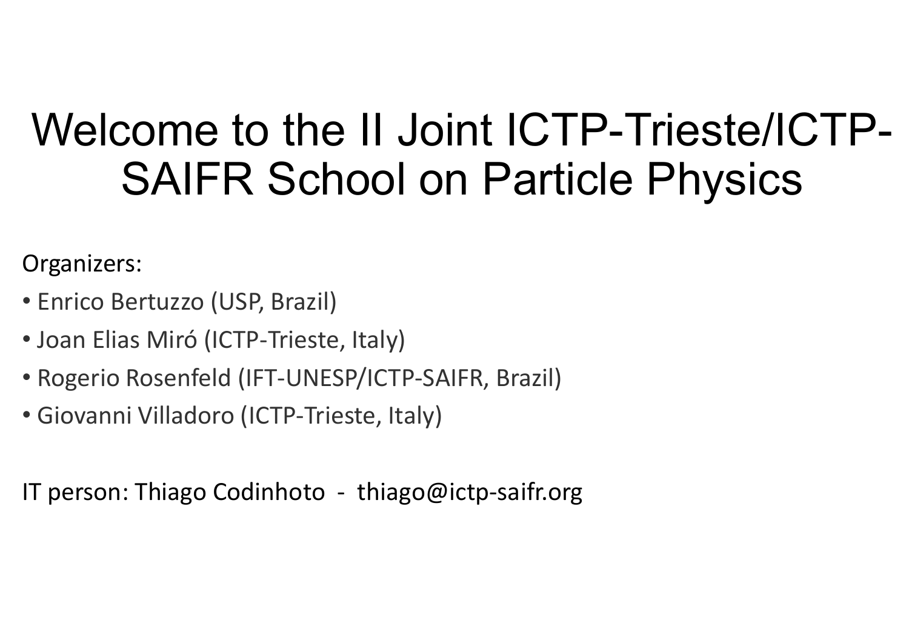# Welcome to the II Joint ICTP-Trieste/ICTP-SAIFR School on Particle Physics

Organizers:

- Enrico Bertuzzo (USP, Brazil)
- Joan Elias Miró (ICTP-Trieste, Italy)
- Rogerio Rosenfeld (IFT-UNESP/ICTP-SAIFR, Brazil)
- Giovanni Villadoro (ICTP-Trieste, Italy)

IT person: Thiago Codinhoto - thiago@ictp-saifr.org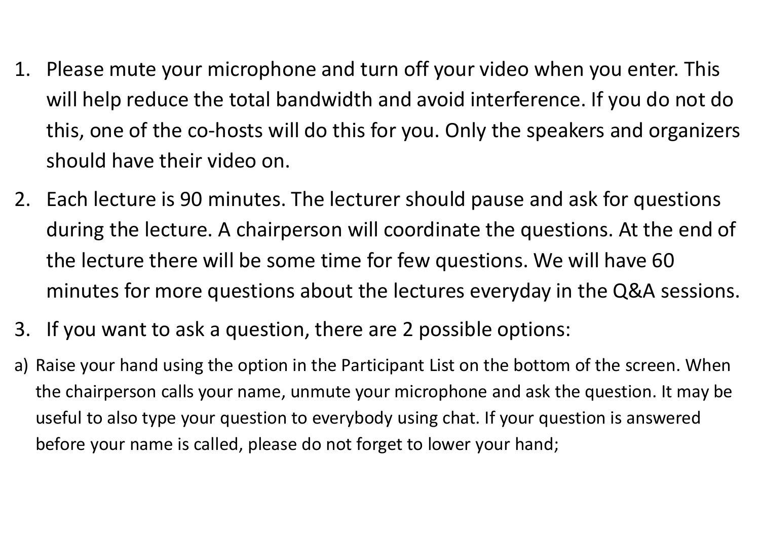1. Please mute your microphone and turn off your video when you enter. This will help reduce the total bandwidth and avoid interference. If you do not do this, one of the co-hosts will do this for you. Only the speakers and organizers should have their video on.
2. Each lecture is 90 minutes. The lecturer should pause and ask for questions during the lecture. A chairperson will coordinate the questions. At the end of the lecture there will be some time for few questions. We will have 60 minutes for more questions about the lectures everyday in the Q&A sessions.
3. If you want to ask a question, there are 2 possible options:

a) Raise your hand using the option in the Participant List on the bottom of the screen. When the chairperson calls your name, unmute your microphone and ask the question. It may be useful to also type your question to everybody using chat. If your question is answered before your name is called, please do not forget to lower your hand;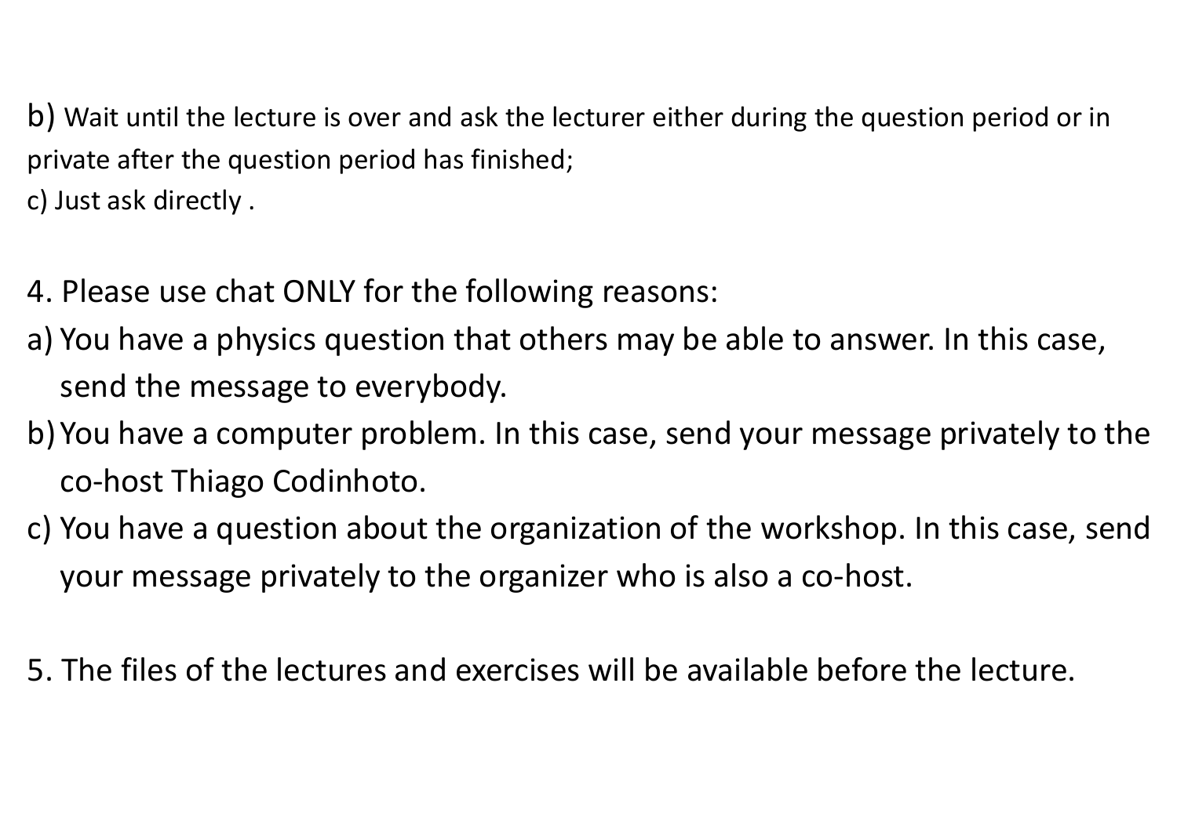b) Wait until the lecture is over and ask the lecturer either during the question period or in private after the question period has finished;
c) Just ask directly .

4. Please use chat ONLY for the following reasons:
a) You have a physics question that others may be able to answer. In this case, send the message to everybody.
b) You have a computer problem. In this case, send your message privately to the co-host Thiago Codinhoto.
c) You have a question about the organization of the workshop. In this case, send your message privately to the organizer who is also a co-host.

5. The files of the lectures and exercises will be available before the lecture.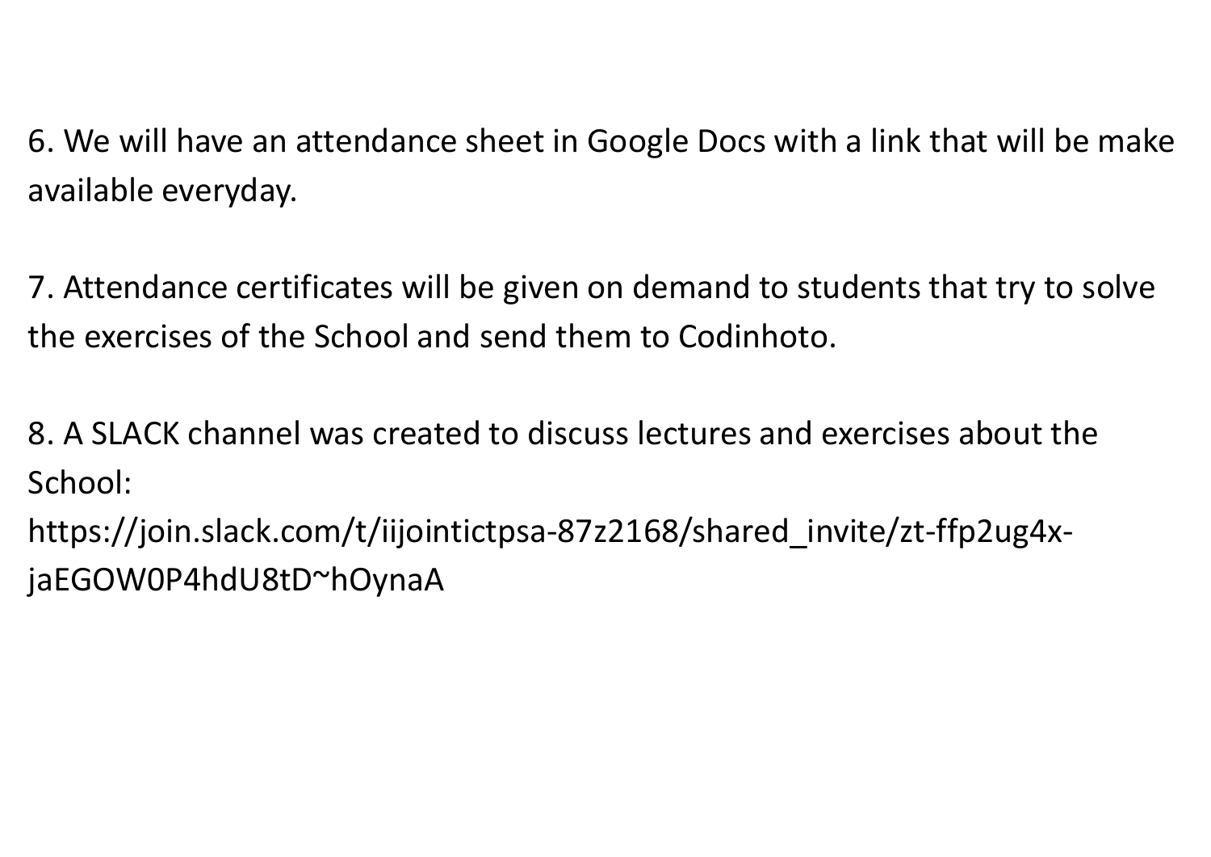6. We will have an attendance sheet in Google Docs with a link that will be make available everyday.

7. Attendance certificates will be given on demand to students that try to solve the exercises of the School and send them to Codinhoto.

8. A SLACK channel was created to discuss lectures and exercises about the School:
https://join.slack.com/t/iijointictpsa-87z2168/shared_invite/zt-ffp2ug4x-jaEGOW0P4hdU8tD~hOynaA